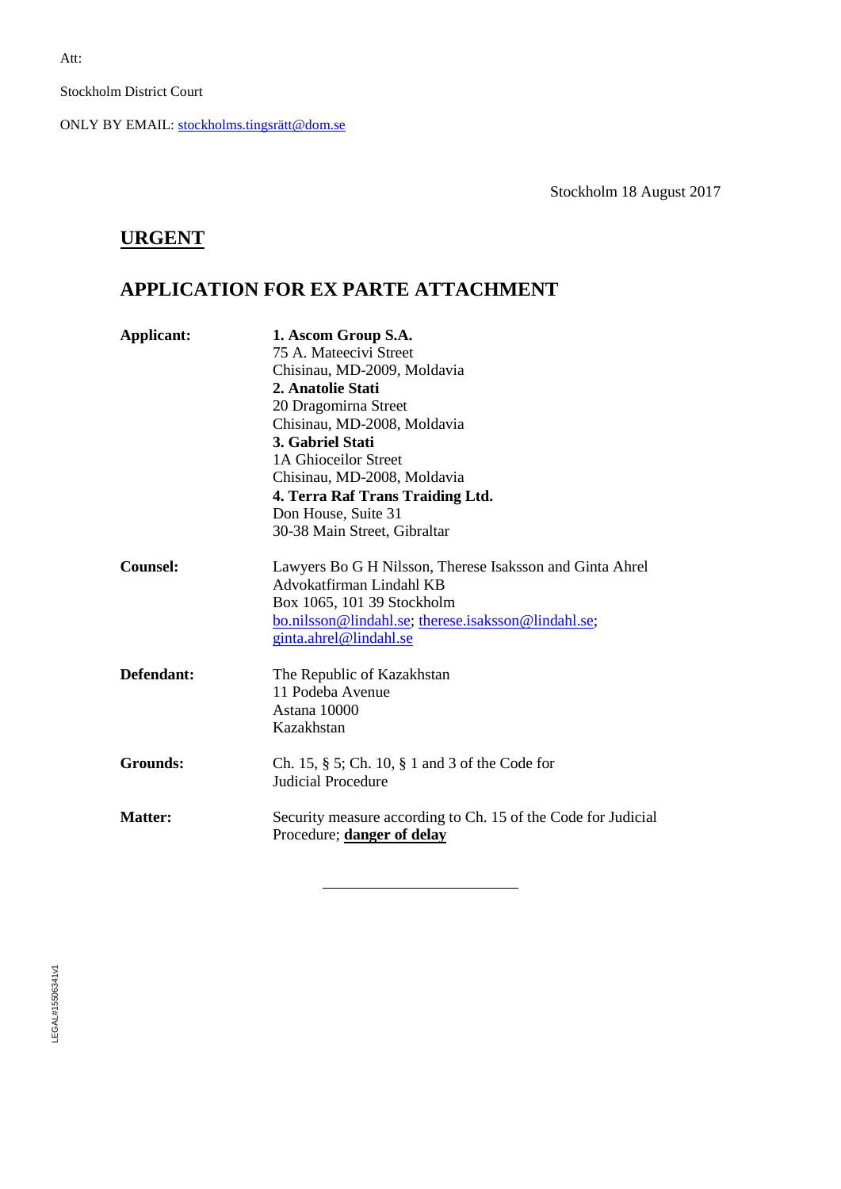Att:

Stockholm District Court

ONLY BY EMAIL: stockholms.tingsrätt@dom.se

Stockholm 18 August 2017

**URGENT**

## APPLICATION FOR EX PARTE ATTACHMENT

| | |
|---|---|
| **Applicant:** | **1. Ascom Group S.A.**<br>75 A. Mateecivi Street<br>Chisinau, MD-2009, Moldavia<br>**2. Anatolie Stati**<br>20 Dragomirna Street<br>Chisinau, MD-2008, Moldavia<br>**3. Gabriel Stati**<br>1A Ghioceilor Street<br>Chisinau, MD-2008, Moldavia<br>**4. Terra Raf Trans Traiding Ltd.**<br>Don House, Suite 31<br>30-38 Main Street, Gibraltar |
| **Counsel:** | Lawyers Bo G H Nilsson, Therese Isaksson and Ginta Ahrel<br>Advokatfirman Lindahl KB<br>Box 1065, 101 39 Stockholm<br>bo.nilsson@lindahl.se; therese.isaksson@lindahl.se; ginta.ahrel@lindahl.se |
| **Defendant:** | The Republic of Kazakhstan<br>11 Podeba Avenue<br>Astana 10000<br>Kazakhstan |
| **Grounds:** | Ch. 15, § 5; Ch. 10, § 1 and 3 of the Code for Judicial Procedure |
| **Matter:** | Security measure according to Ch. 15 of the Code for Judicial Procedure; **danger of delay** |

---

LEGAL#15506341v1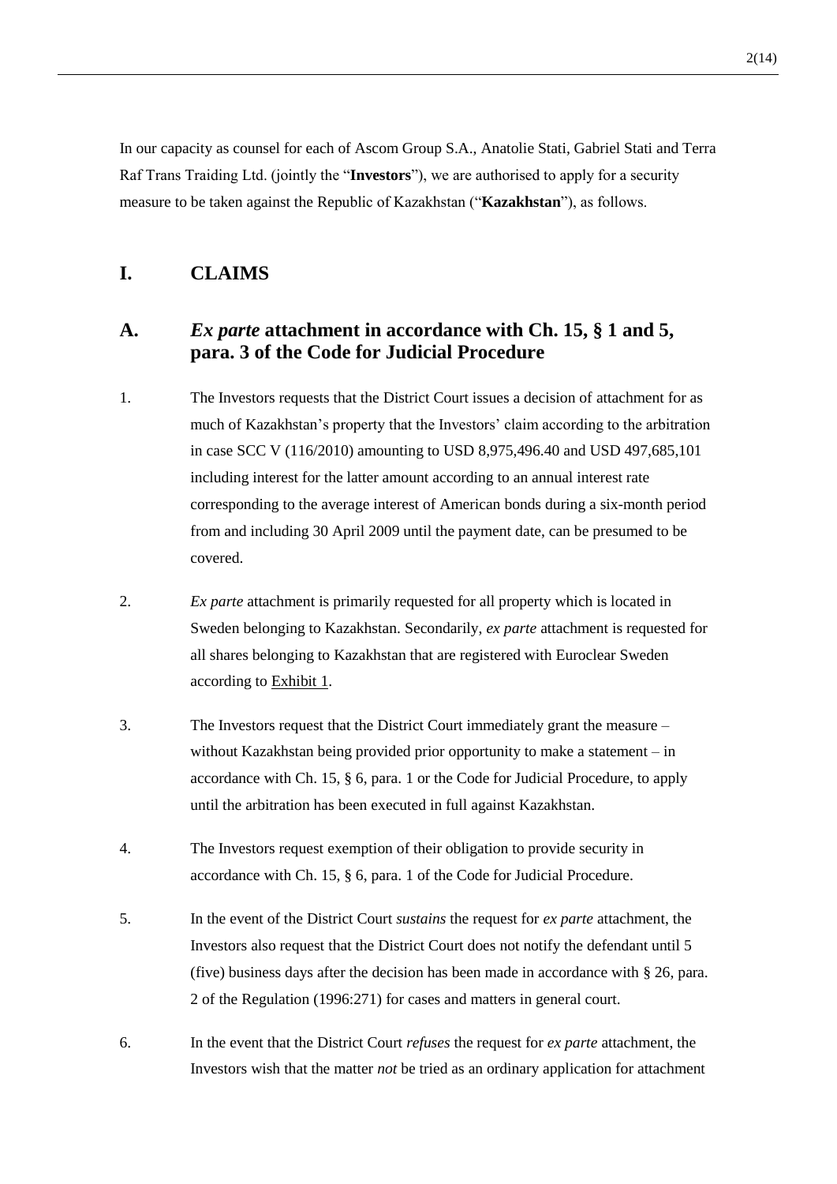In our capacity as counsel for each of Ascom Group S.A., Anatolie Stati, Gabriel Stati and Terra Raf Trans Traiding Ltd. (jointly the "**Investors**"), we are authorised to apply for a security measure to be taken against the Republic of Kazakhstan ("**Kazakhstan**"), as follows.

# I. CLAIMS

## A. *Ex parte* attachment in accordance with Ch. 15, § 1 and 5, para. 3 of the Code for Judicial Procedure

1. The Investors requests that the District Court issues a decision of attachment for as much of Kazakhstan's property that the Investors' claim according to the arbitration in case SCC V (116/2010) amounting to USD 8,975,496.40 and USD 497,685,101 including interest for the latter amount according to an annual interest rate corresponding to the average interest of American bonds during a six-month period from and including 30 April 2009 until the payment date, can be presumed to be covered.

2. *Ex parte* attachment is primarily requested for all property which is located in Sweden belonging to Kazakhstan. Secondarily, *ex parte* attachment is requested for all shares belonging to Kazakhstan that are registered with Euroclear Sweden according to Exhibit 1.

3. The Investors request that the District Court immediately grant the measure – without Kazakhstan being provided prior opportunity to make a statement – in accordance with Ch. 15, § 6, para. 1 or the Code for Judicial Procedure, to apply until the arbitration has been executed in full against Kazakhstan.

4. The Investors request exemption of their obligation to provide security in accordance with Ch. 15, § 6, para. 1 of the Code for Judicial Procedure.

5. In the event of the District Court *sustains* the request for *ex parte* attachment, the Investors also request that the District Court does not notify the defendant until 5 (five) business days after the decision has been made in accordance with § 26, para. 2 of the Regulation (1996:271) for cases and matters in general court.

6. In the event that the District Court *refuses* the request for *ex parte* attachment, the Investors wish that the matter *not* be tried as an ordinary application for attachment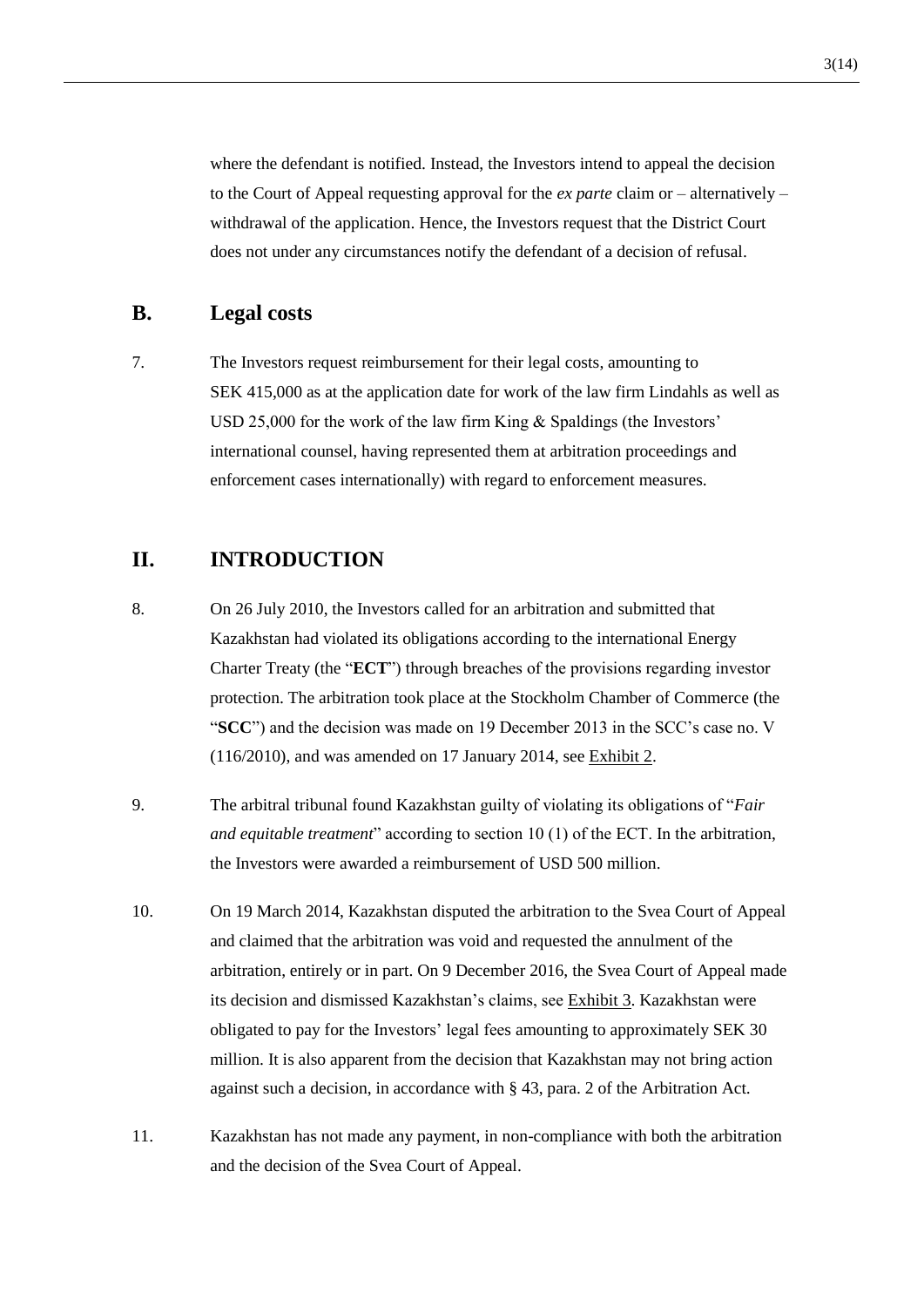where the defendant is notified. Instead, the Investors intend to appeal the decision to the Court of Appeal requesting approval for the *ex parte* claim or – alternatively – withdrawal of the application. Hence, the Investors request that the District Court does not under any circumstances notify the defendant of a decision of refusal.

## B. Legal costs

7. The Investors request reimbursement for their legal costs, amounting to SEK 415,000 as at the application date for work of the law firm Lindahls as well as USD 25,000 for the work of the law firm King & Spaldings (the Investors' international counsel, having represented them at arbitration proceedings and enforcement cases internationally) with regard to enforcement measures.

## II. INTRODUCTION

8. On 26 July 2010, the Investors called for an arbitration and submitted that Kazakhstan had violated its obligations according to the international Energy Charter Treaty (the "**ECT**") through breaches of the provisions regarding investor protection. The arbitration took place at the Stockholm Chamber of Commerce (the "**SCC**") and the decision was made on 19 December 2013 in the SCC's case no. V (116/2010), and was amended on 17 January 2014, see Exhibit 2.

9. The arbitral tribunal found Kazakhstan guilty of violating its obligations of "*Fair and equitable treatment*" according to section 10 (1) of the ECT. In the arbitration, the Investors were awarded a reimbursement of USD 500 million.

10. On 19 March 2014, Kazakhstan disputed the arbitration to the Svea Court of Appeal and claimed that the arbitration was void and requested the annulment of the arbitration, entirely or in part. On 9 December 2016, the Svea Court of Appeal made its decision and dismissed Kazakhstan's claims, see Exhibit 3. Kazakhstan were obligated to pay for the Investors' legal fees amounting to approximately SEK 30 million. It is also apparent from the decision that Kazakhstan may not bring action against such a decision, in accordance with § 43, para. 2 of the Arbitration Act.

11. Kazakhstan has not made any payment, in non-compliance with both the arbitration and the decision of the Svea Court of Appeal.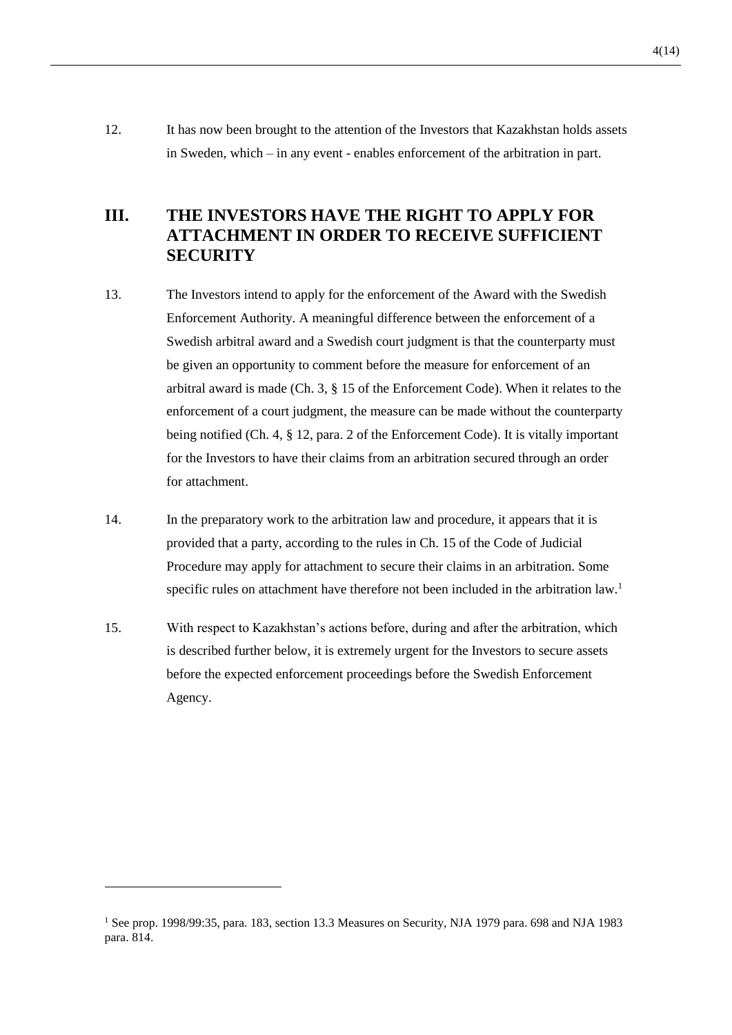12. It has now been brought to the attention of the Investors that Kazakhstan holds assets in Sweden, which – in any event - enables enforcement of the arbitration in part.

## III. THE INVESTORS HAVE THE RIGHT TO APPLY FOR ATTACHMENT IN ORDER TO RECEIVE SUFFICIENT SECURITY

13. The Investors intend to apply for the enforcement of the Award with the Swedish Enforcement Authority. A meaningful difference between the enforcement of a Swedish arbitral award and a Swedish court judgment is that the counterparty must be given an opportunity to comment before the measure for enforcement of an arbitral award is made (Ch. 3, § 15 of the Enforcement Code). When it relates to the enforcement of a court judgment, the measure can be made without the counterparty being notified (Ch. 4, § 12, para. 2 of the Enforcement Code). It is vitally important for the Investors to have their claims from an arbitration secured through an order for attachment.

14. In the preparatory work to the arbitration law and procedure, it appears that it is provided that a party, according to the rules in Ch. 15 of the Code of Judicial Procedure may apply for attachment to secure their claims in an arbitration. Some specific rules on attachment have therefore not been included in the arbitration law.[1]

15. With respect to Kazakhstan's actions before, during and after the arbitration, which is described further below, it is extremely urgent for the Investors to secure assets before the expected enforcement proceedings before the Swedish Enforcement Agency.

---

[1] See prop. 1998/99:35, para. 183, section 13.3 Measures on Security, NJA 1979 para. 698 and NJA 1983 para. 814.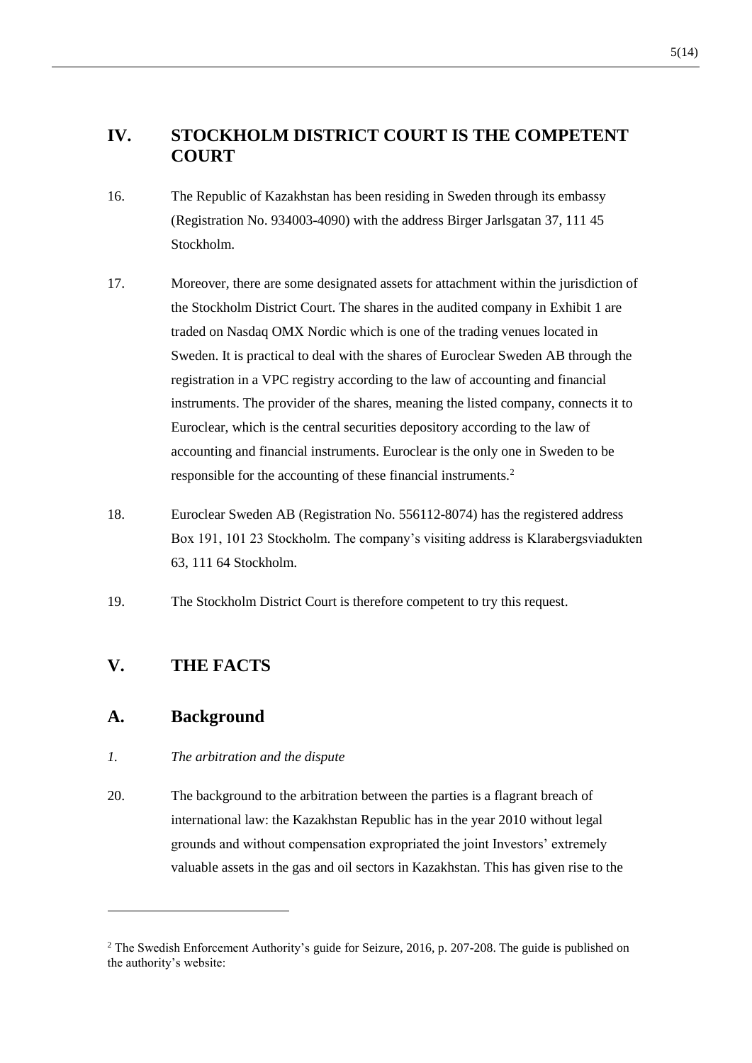## IV. STOCKHOLM DISTRICT COURT IS THE COMPETENT COURT

16. The Republic of Kazakhstan has been residing in Sweden through its embassy (Registration No. 934003-4090) with the address Birger Jarlsgatan 37, 111 45 Stockholm.

17. Moreover, there are some designated assets for attachment within the jurisdiction of the Stockholm District Court. The shares in the audited company in Exhibit 1 are traded on Nasdaq OMX Nordic which is one of the trading venues located in Sweden. It is practical to deal with the shares of Euroclear Sweden AB through the registration in a VPC registry according to the law of accounting and financial instruments. The provider of the shares, meaning the listed company, connects it to Euroclear, which is the central securities depository according to the law of accounting and financial instruments. Euroclear is the only one in Sweden to be responsible for the accounting of these financial instruments.[2]

18. Euroclear Sweden AB (Registration No. 556112-8074) has the registered address Box 191, 101 23 Stockholm. The company's visiting address is Klarabergsviadukten 63, 111 64 Stockholm.

19. The Stockholm District Court is therefore competent to try this request.

## V. THE FACTS

### A. Background

*1. The arbitration and the dispute*

20. The background to the arbitration between the parties is a flagrant breach of international law: the Kazakhstan Republic has in the year 2010 without legal grounds and without compensation expropriated the joint Investors' extremely valuable assets in the gas and oil sectors in Kazakhstan. This has given rise to the

---

[2] The Swedish Enforcement Authority's guide for Seizure, 2016, p. 207-208. The guide is published on the authority's website: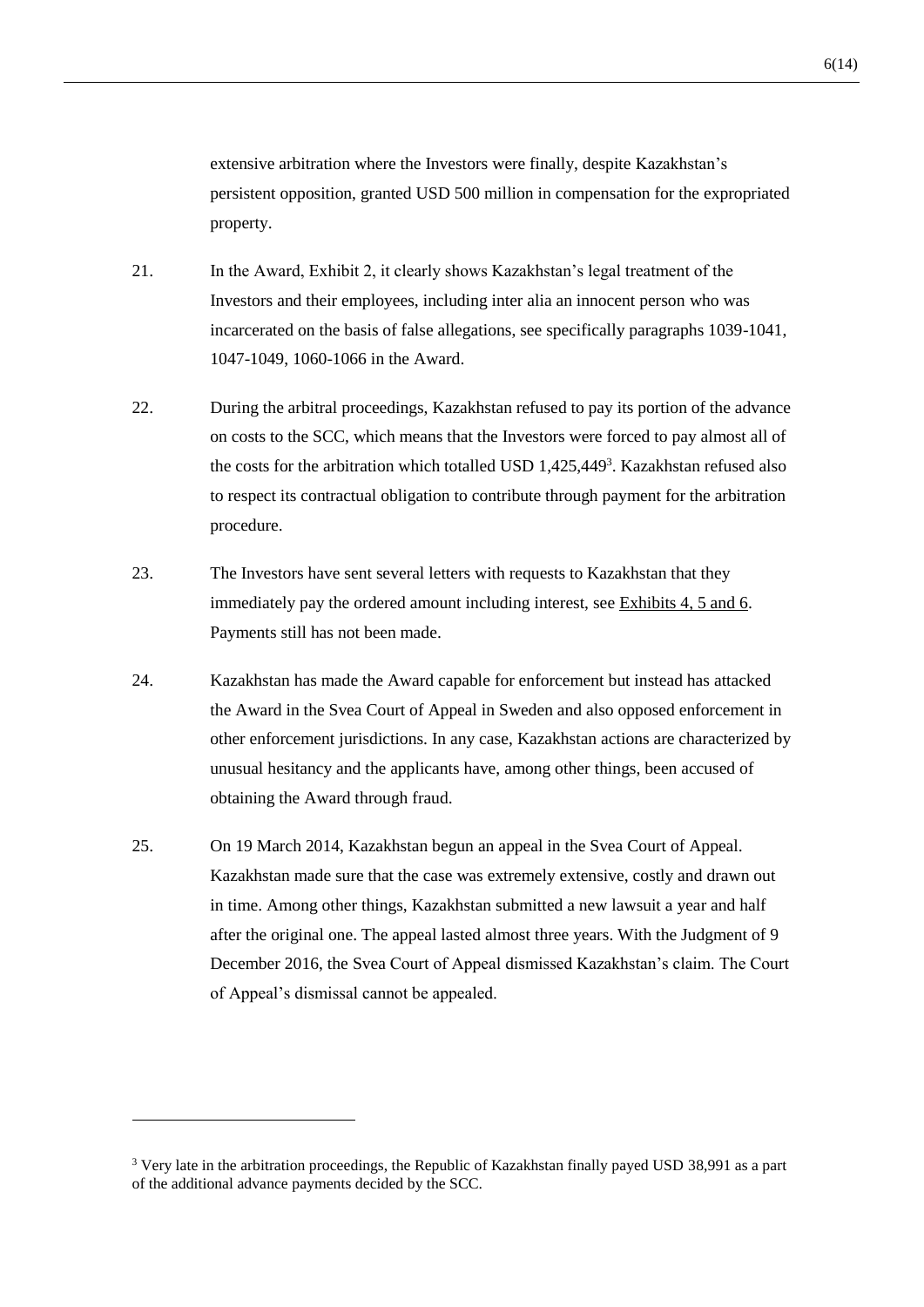extensive arbitration where the Investors were finally, despite Kazakhstan's persistent opposition, granted USD 500 million in compensation for the expropriated property.

21. In the Award, Exhibit 2, it clearly shows Kazakhstan's legal treatment of the Investors and their employees, including inter alia an innocent person who was incarcerated on the basis of false allegations, see specifically paragraphs 1039-1041, 1047-1049, 1060-1066 in the Award.

22. During the arbitral proceedings, Kazakhstan refused to pay its portion of the advance on costs to the SCC, which means that the Investors were forced to pay almost all of the costs for the arbitration which totalled USD 1,425,449[3]. Kazakhstan refused also to respect its contractual obligation to contribute through payment for the arbitration procedure.

23. The Investors have sent several letters with requests to Kazakhstan that they immediately pay the ordered amount including interest, see Exhibits 4, 5 and 6. Payments still has not been made.

24. Kazakhstan has made the Award capable for enforcement but instead has attacked the Award in the Svea Court of Appeal in Sweden and also opposed enforcement in other enforcement jurisdictions. In any case, Kazakhstan actions are characterized by unusual hesitancy and the applicants have, among other things, been accused of obtaining the Award through fraud.

25. On 19 March 2014, Kazakhstan begun an appeal in the Svea Court of Appeal. Kazakhstan made sure that the case was extremely extensive, costly and drawn out in time. Among other things, Kazakhstan submitted a new lawsuit a year and half after the original one. The appeal lasted almost three years. With the Judgment of 9 December 2016, the Svea Court of Appeal dismissed Kazakhstan's claim. The Court of Appeal's dismissal cannot be appealed.

---

[3] Very late in the arbitration proceedings, the Republic of Kazakhstan finally payed USD 38,991 as a part of the additional advance payments decided by the SCC.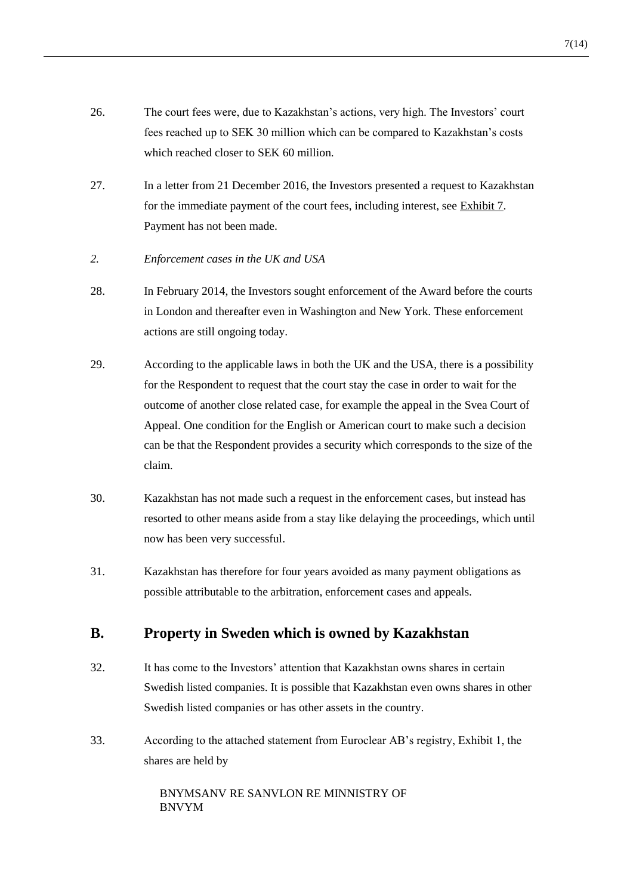26. The court fees were, due to Kazakhstan's actions, very high. The Investors' court fees reached up to SEK 30 million which can be compared to Kazakhstan's costs which reached closer to SEK 60 million.

27. In a letter from 21 December 2016, the Investors presented a request to Kazakhstan for the immediate payment of the court fees, including interest, see Exhibit 7. Payment has not been made.

*2. Enforcement cases in the UK and USA*

28. In February 2014, the Investors sought enforcement of the Award before the courts in London and thereafter even in Washington and New York. These enforcement actions are still ongoing today.

29. According to the applicable laws in both the UK and the USA, there is a possibility for the Respondent to request that the court stay the case in order to wait for the outcome of another close related case, for example the appeal in the Svea Court of Appeal. One condition for the English or American court to make such a decision can be that the Respondent provides a security which corresponds to the size of the claim.

30. Kazakhstan has not made such a request in the enforcement cases, but instead has resorted to other means aside from a stay like delaying the proceedings, which until now has been very successful.

31. Kazakhstan has therefore for four years avoided as many payment obligations as possible attributable to the arbitration, enforcement cases and appeals.

## B. Property in Sweden which is owned by Kazakhstan

32. It has come to the Investors' attention that Kazakhstan owns shares in certain Swedish listed companies. It is possible that Kazakhstan even owns shares in other Swedish listed companies or has other assets in the country.

33. According to the attached statement from Euroclear AB's registry, Exhibit 1, the shares are held by

BNYMSANV RE SANVLON RE MINNISTRY OF
BNVYM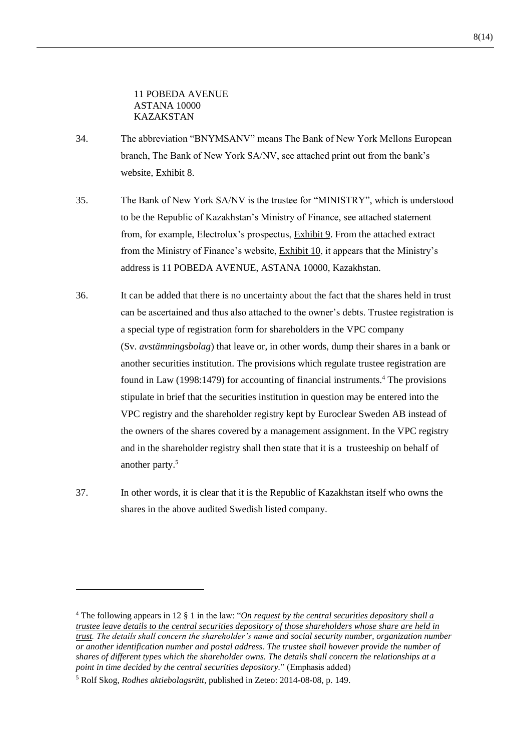11 POBEDA AVENUE  
ASTANA 10000  
KAZAKSTAN

34. The abbreviation "BNYMSANV" means The Bank of New York Mellons European branch, The Bank of New York SA/NV, see attached print out from the bank's website, <u>Exhibit 8</u>.

35. The Bank of New York SA/NV is the trustee for "MINISTRY", which is understood to be the Republic of Kazakhstan's Ministry of Finance, see attached statement from, for example, Electrolux's prospectus, <u>Exhibit 9</u>. From the attached extract from the Ministry of Finance's website, <u>Exhibit 10</u>, it appears that the Ministry's address is 11 POBEDA AVENUE, ASTANA 10000, Kazakhstan.

36. It can be added that there is no uncertainty about the fact that the shares held in trust can be ascertained and thus also attached to the owner's debts. Trustee registration is a special type of registration form for shareholders in the VPC company (Sv. *avstämningsbolag*) that leave or, in other words, dump their shares in a bank or another securities institution. The provisions which regulate trustee registration are found in Law (1998:1479) for accounting of financial instruments.[4] The provisions stipulate in brief that the securities institution in question may be entered into the VPC registry and the shareholder registry kept by Euroclear Sweden AB instead of the owners of the shares covered by a management assignment. In the VPC registry and in the shareholder registry shall then state that it is a trusteeship on behalf of another party.[5]

37. In other words, it is clear that it is the Republic of Kazakhstan itself who owns the shares in the above audited Swedish listed company.

---

[4] The following appears in 12 § 1 in the law: "***<u>On request by the central securities depository shall a trustee leave details to the central securities depository of those shareholders whose share are held in trust</u>*. *The details shall concern the shareholder's name and social security number, organization number or another identification number and postal address. The trustee shall however provide the number of shares of different types which the shareholder owns. The details shall concern the relationships at a point in time decided by the central securities depository.*" (Emphasis added)

[5] Rolf Skog, *Rodhes aktiebolagsrätt*, published in Zeteo: 2014-08-08, p. 149.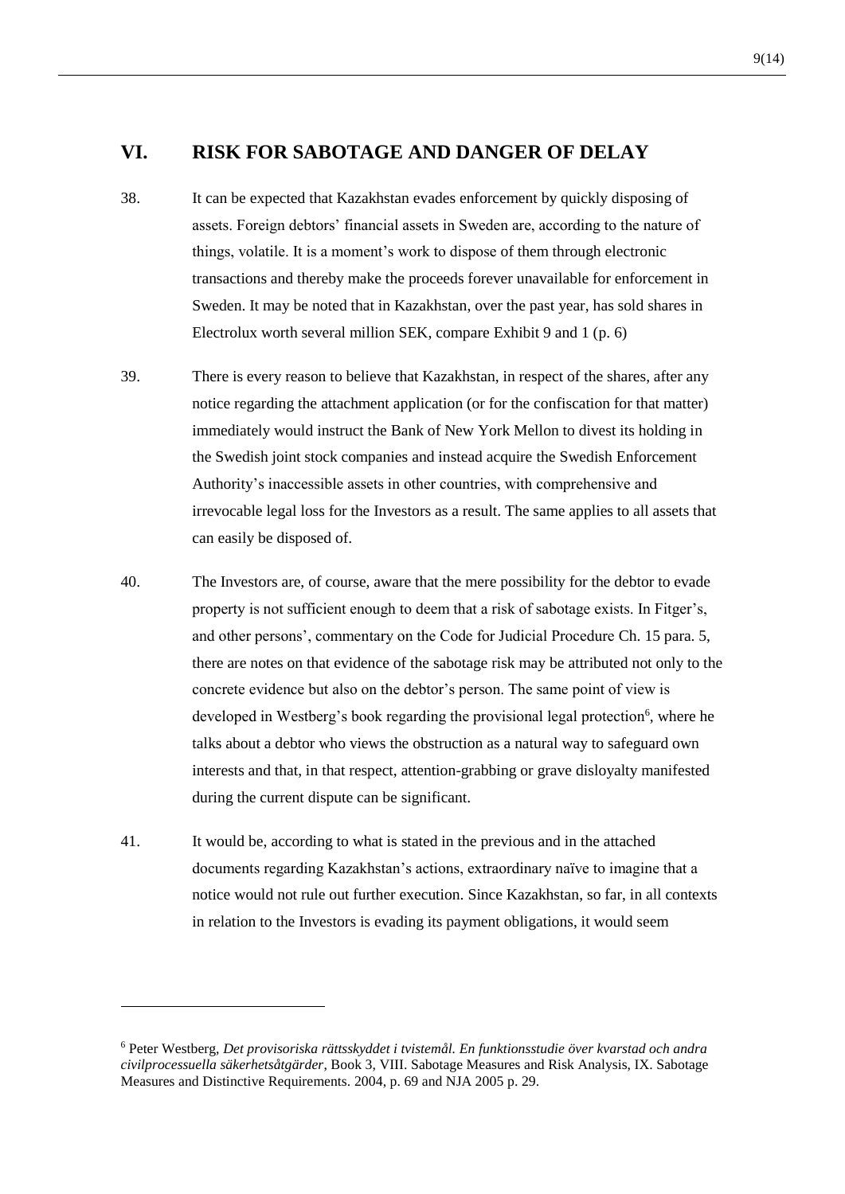## VI. RISK FOR SABOTAGE AND DANGER OF DELAY

38. It can be expected that Kazakhstan evades enforcement by quickly disposing of assets. Foreign debtors' financial assets in Sweden are, according to the nature of things, volatile. It is a moment's work to dispose of them through electronic transactions and thereby make the proceeds forever unavailable for enforcement in Sweden. It may be noted that in Kazakhstan, over the past year, has sold shares in Electrolux worth several million SEK, compare Exhibit 9 and 1 (p. 6)

39. There is every reason to believe that Kazakhstan, in respect of the shares, after any notice regarding the attachment application (or for the confiscation for that matter) immediately would instruct the Bank of New York Mellon to divest its holding in the Swedish joint stock companies and instead acquire the Swedish Enforcement Authority's inaccessible assets in other countries, with comprehensive and irrevocable legal loss for the Investors as a result. The same applies to all assets that can easily be disposed of.

40. The Investors are, of course, aware that the mere possibility for the debtor to evade property is not sufficient enough to deem that a risk of sabotage exists. In Fitger's, and other persons', commentary on the Code for Judicial Procedure Ch. 15 para. 5, there are notes on that evidence of the sabotage risk may be attributed not only to the concrete evidence but also on the debtor's person. The same point of view is developed in Westberg's book regarding the provisional legal protection[6], where he talks about a debtor who views the obstruction as a natural way to safeguard own interests and that, in that respect, attention-grabbing or grave disloyalty manifested during the current dispute can be significant.

41. It would be, according to what is stated in the previous and in the attached documents regarding Kazakhstan's actions, extraordinary naïve to imagine that a notice would not rule out further execution. Since Kazakhstan, so far, in all contexts in relation to the Investors is evading its payment obligations, it would seem

---

[6] Peter Westberg, *Det provisoriska rättsskyddet i tvistemål. En funktionsstudie över kvarstad och andra civilprocessuella säkerhetsåtgärder*, Book 3, VIII. Sabotage Measures and Risk Analysis, IX. Sabotage Measures and Distinctive Requirements. 2004, p. 69 and NJA 2005 p. 29.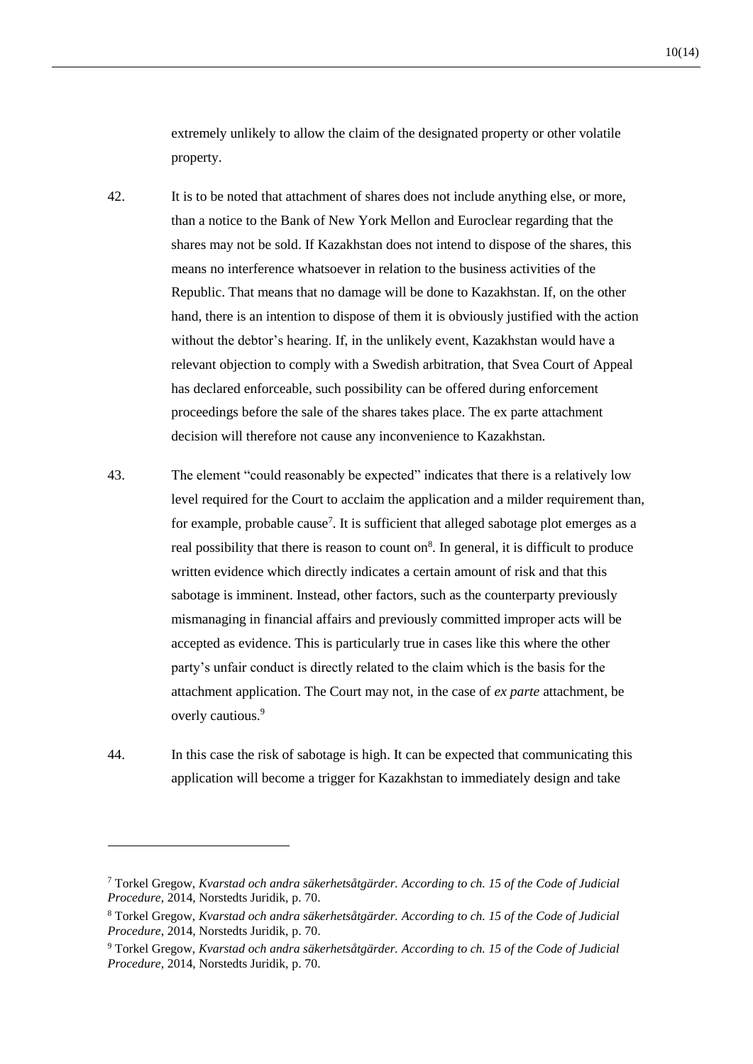extremely unlikely to allow the claim of the designated property or other volatile property.

42. It is to be noted that attachment of shares does not include anything else, or more, than a notice to the Bank of New York Mellon and Euroclear regarding that the shares may not be sold. If Kazakhstan does not intend to dispose of the shares, this means no interference whatsoever in relation to the business activities of the Republic. That means that no damage will be done to Kazakhstan. If, on the other hand, there is an intention to dispose of them it is obviously justified with the action without the debtor's hearing. If, in the unlikely event, Kazakhstan would have a relevant objection to comply with a Swedish arbitration, that Svea Court of Appeal has declared enforceable, such possibility can be offered during enforcement proceedings before the sale of the shares takes place. The ex parte attachment decision will therefore not cause any inconvenience to Kazakhstan.

43. The element "could reasonably be expected" indicates that there is a relatively low level required for the Court to acclaim the application and a milder requirement than, for example, probable cause[7]. It is sufficient that alleged sabotage plot emerges as a real possibility that there is reason to count on[8]. In general, it is difficult to produce written evidence which directly indicates a certain amount of risk and that this sabotage is imminent. Instead, other factors, such as the counterparty previously mismanaging in financial affairs and previously committed improper acts will be accepted as evidence. This is particularly true in cases like this where the other party's unfair conduct is directly related to the claim which is the basis for the attachment application. The Court may not, in the case of *ex parte* attachment, be overly cautious.[9]

44. In this case the risk of sabotage is high. It can be expected that communicating this application will become a trigger for Kazakhstan to immediately design and take

---

[7] Torkel Gregow, *Kvarstad och andra säkerhetsåtgärder. According to ch. 15 of the Code of Judicial Procedure*, 2014, Norstedts Juridik, p. 70.

[8] Torkel Gregow, *Kvarstad och andra säkerhetsåtgärder. According to ch. 15 of the Code of Judicial Procedure*, 2014, Norstedts Juridik, p. 70.

[9] Torkel Gregow, *Kvarstad och andra säkerhetsåtgärder. According to ch. 15 of the Code of Judicial Procedure*, 2014, Norstedts Juridik, p. 70.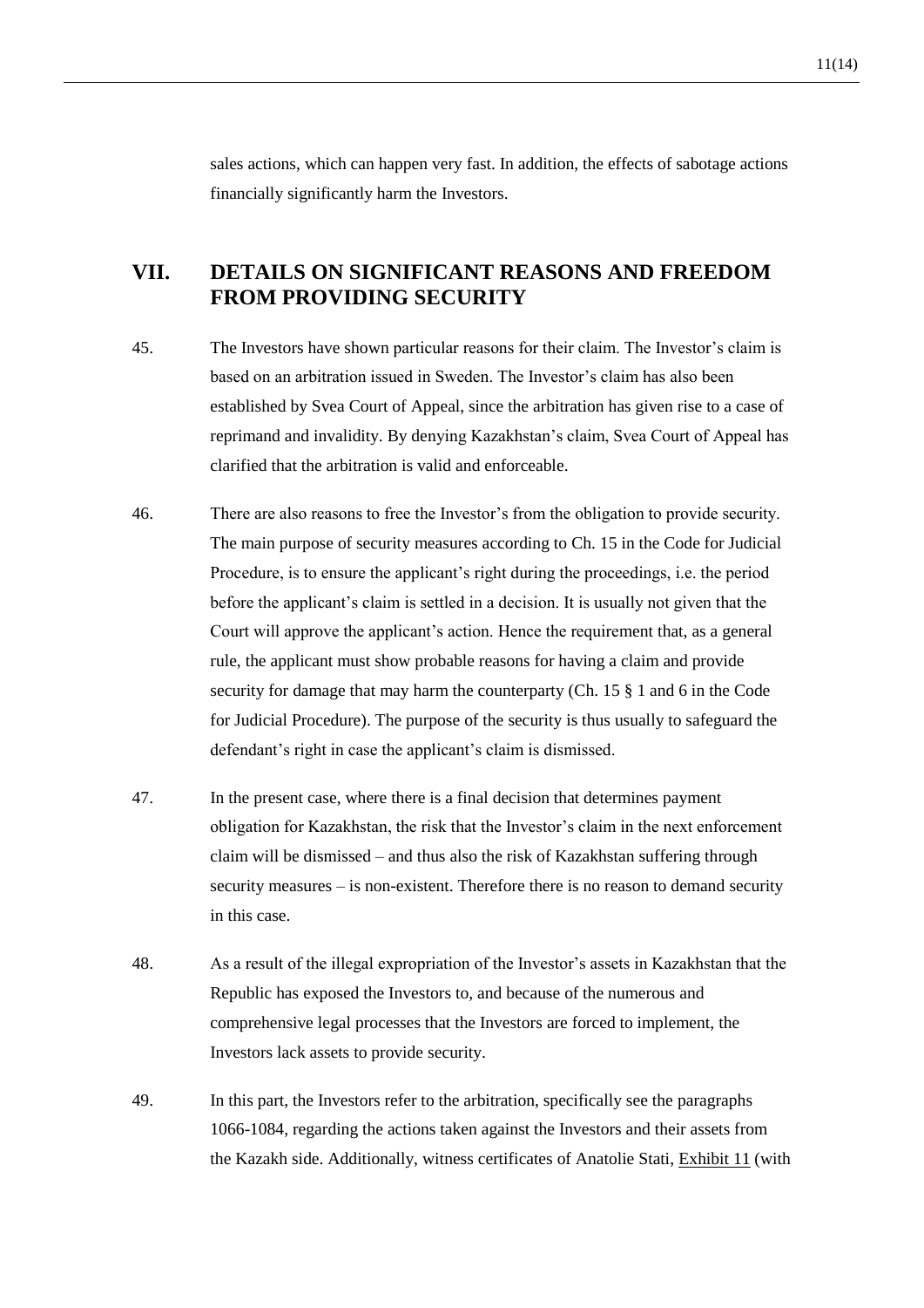sales actions, which can happen very fast. In addition, the effects of sabotage actions financially significantly harm the Investors.

## VII. DETAILS ON SIGNIFICANT REASONS AND FREEDOM FROM PROVIDING SECURITY

45. The Investors have shown particular reasons for their claim. The Investor's claim is based on an arbitration issued in Sweden. The Investor's claim has also been established by Svea Court of Appeal, since the arbitration has given rise to a case of reprimand and invalidity. By denying Kazakhstan's claim, Svea Court of Appeal has clarified that the arbitration is valid and enforceable.

46. There are also reasons to free the Investor's from the obligation to provide security. The main purpose of security measures according to Ch. 15 in the Code for Judicial Procedure, is to ensure the applicant's right during the proceedings, i.e. the period before the applicant's claim is settled in a decision. It is usually not given that the Court will approve the applicant's action. Hence the requirement that, as a general rule, the applicant must show probable reasons for having a claim and provide security for damage that may harm the counterparty (Ch. 15 § 1 and 6 in the Code for Judicial Procedure). The purpose of the security is thus usually to safeguard the defendant's right in case the applicant's claim is dismissed.

47. In the present case, where there is a final decision that determines payment obligation for Kazakhstan, the risk that the Investor's claim in the next enforcement claim will be dismissed – and thus also the risk of Kazakhstan suffering through security measures – is non-existent. Therefore there is no reason to demand security in this case.

48. As a result of the illegal expropriation of the Investor's assets in Kazakhstan that the Republic has exposed the Investors to, and because of the numerous and comprehensive legal processes that the Investors are forced to implement, the Investors lack assets to provide security.

49. In this part, the Investors refer to the arbitration, specifically see the paragraphs 1066-1084, regarding the actions taken against the Investors and their assets from the Kazakh side. Additionally, witness certificates of Anatolie Stati, Exhibit 11 (with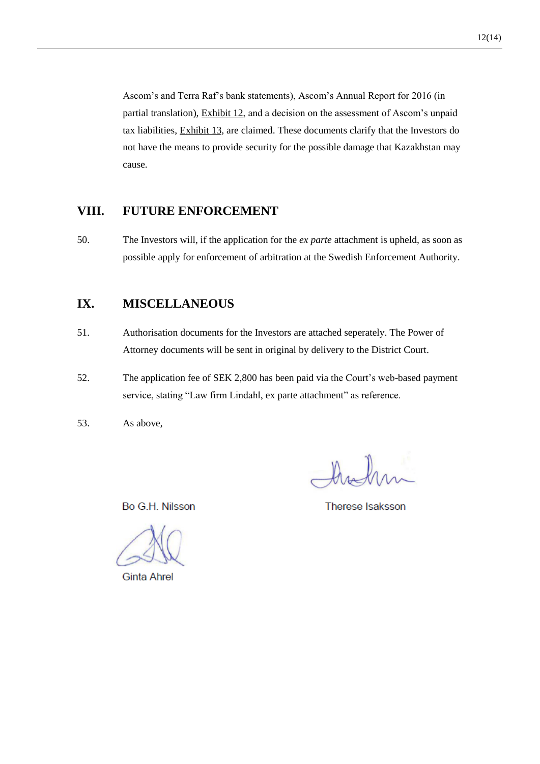Ascom's and Terra Raf's bank statements), Ascom's Annual Report for 2016 (in partial translation), Exhibit 12, and a decision on the assessment of Ascom's unpaid tax liabilities, Exhibit 13, are claimed. These documents clarify that the Investors do not have the means to provide security for the possible damage that Kazakhstan may cause.

## VIII. FUTURE ENFORCEMENT

50. The Investors will, if the application for the *ex parte* attachment is upheld, as soon as possible apply for enforcement of arbitration at the Swedish Enforcement Authority.

## IX. MISCELLANEOUS

51. Authorisation documents for the Investors are attached seperately. The Power of Attorney documents will be sent in original by delivery to the District Court.

52. The application fee of SEK 2,800 has been paid via the Court's web-based payment service, stating "Law firm Lindahl, ex parte attachment" as reference.

53. As above,

Bo G.H. Nilsson

Therese Isaksson

Ginta Ahrel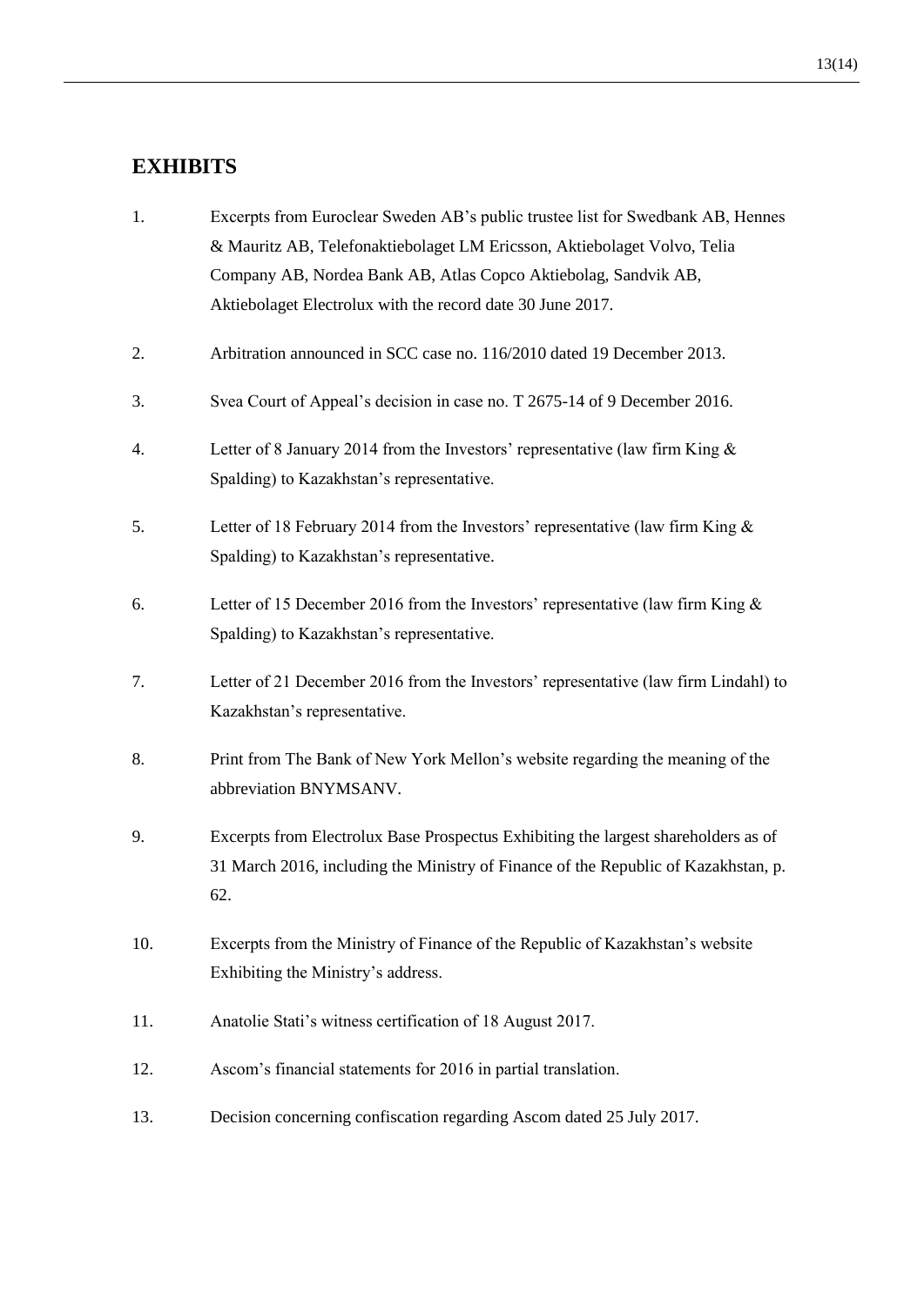## EXHIBITS

1. Excerpts from Euroclear Sweden AB's public trustee list for Swedbank AB, Hennes & Mauritz AB, Telefonaktiebolaget LM Ericsson, Aktiebolaget Volvo, Telia Company AB, Nordea Bank AB, Atlas Copco Aktiebolag, Sandvik AB, Aktiebolaget Electrolux with the record date 30 June 2017.

2. Arbitration announced in SCC case no. 116/2010 dated 19 December 2013.

3. Svea Court of Appeal's decision in case no. T 2675-14 of 9 December 2016.

4. Letter of 8 January 2014 from the Investors' representative (law firm King & Spalding) to Kazakhstan's representative.

5. Letter of 18 February 2014 from the Investors' representative (law firm King & Spalding) to Kazakhstan's representative.

6. Letter of 15 December 2016 from the Investors' representative (law firm King & Spalding) to Kazakhstan's representative.

7. Letter of 21 December 2016 from the Investors' representative (law firm Lindahl) to Kazakhstan's representative.

8. Print from The Bank of New York Mellon's website regarding the meaning of the abbreviation BNYMSANV.

9. Excerpts from Electrolux Base Prospectus Exhibiting the largest shareholders as of 31 March 2016, including the Ministry of Finance of the Republic of Kazakhstan, p. 62.

10. Excerpts from the Ministry of Finance of the Republic of Kazakhstan's website Exhibiting the Ministry's address.

11. Anatolie Stati's witness certification of 18 August 2017.

12. Ascom's financial statements for 2016 in partial translation.

13. Decision concerning confiscation regarding Ascom dated 25 July 2017.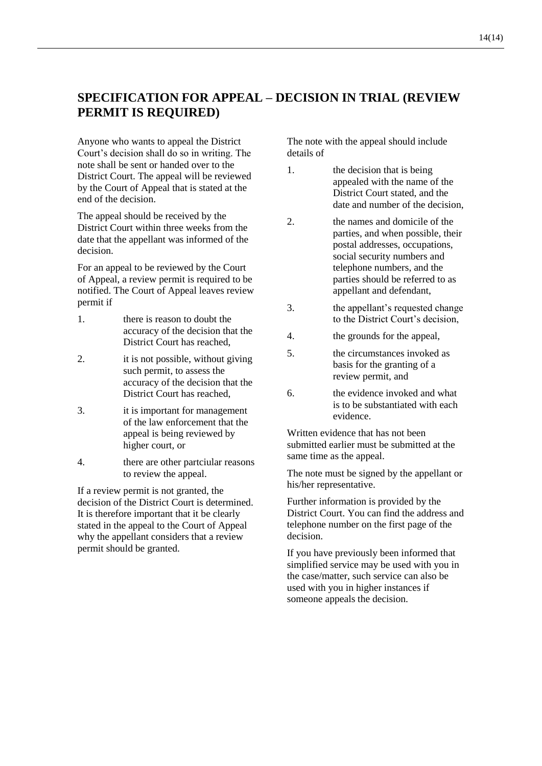## SPECIFICATION FOR APPEAL – DECISION IN TRIAL (REVIEW PERMIT IS REQUIRED)

Anyone who wants to appeal the District Court's decision shall do so in writing. The note shall be sent or handed over to the District Court. The appeal will be reviewed by the Court of Appeal that is stated at the end of the decision.

The appeal should be received by the District Court within three weeks from the date that the appellant was informed of the decision.

For an appeal to be reviewed by the Court of Appeal, a review permit is required to be notified. The Court of Appeal leaves review permit if

1. there is reason to doubt the accuracy of the decision that the District Court has reached,
2. it is not possible, without giving such permit, to assess the accuracy of the decision that the District Court has reached,
3. it is important for management of the law enforcement that the appeal is being reviewed by higher court, or
4. there are other partciular reasons to review the appeal.

If a review permit is not granted, the decision of the District Court is determined. It is therefore important that it be clearly stated in the appeal to the Court of Appeal why the appellant considers that a review permit should be granted.

The note with the appeal should include details of

1. the decision that is being appealed with the name of the District Court stated, and the date and number of the decision,
2. the names and domicile of the parties, and when possible, their postal addresses, occupations, social security numbers and telephone numbers, and the parties should be referred to as appellant and defendant,
3. the appellant's requested change to the District Court's decision,
4. the grounds for the appeal,
5. the circumstances invoked as basis for the granting of a review permit, and
6. the evidence invoked and what is to be substantiated with each evidence.

Written evidence that has not been submitted earlier must be submitted at the same time as the appeal.

The note must be signed by the appellant or his/her representative.

Further information is provided by the District Court. You can find the address and telephone number on the first page of the decision.

If you have previously been informed that simplified service may be used with you in the case/matter, such service can also be used with you in higher instances if someone appeals the decision.